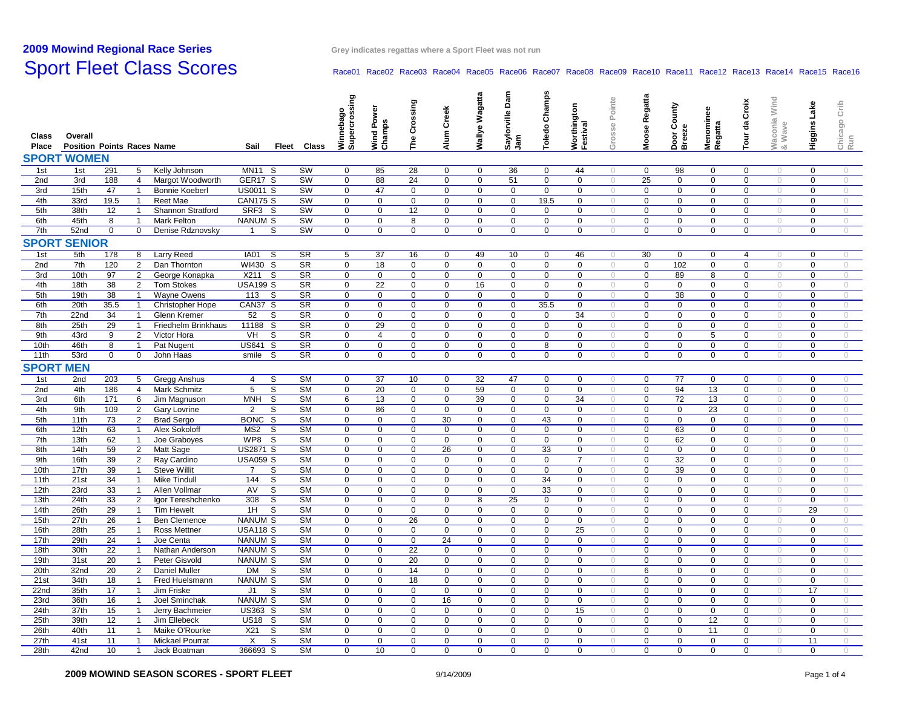# 2009 Mowind Regional Race Series

**Grey indicates regattas where a Sport Fleet was not run**

## Sport Fleet Class Scores

| Class Place | Overall Position | Points | Races | Name | Sail | Fleet | Class | Winnebago Supercrossing (Race01) | Wind Power Champs (Race02) | The Crossing (Race03) | Alum Creek (Race04) | Wallye Wagatta (Race05) | Saylorville Dam Jam (Race06) | Toledo Champs (Race07) | Worthington Festival (Race08) | Grosse Pointe (Race09) | Moose Regatta (Race10) | Door County Breeze (Race11) | Menominee Regatta (Race12) | Tour da Croix (Race13) | Waconia Wind & Wave (Race14) | Higgins Lake (Race15) | Chicago Crib Run (Race16) |
|---|---|---|---|---|---|---|---|---|---|---|---|---|---|---|---|---|---|---|---|---|---|---|---|
| **SPORT WOMEN** | | | | | | | | | | | | | | | | | | | | | | | |
| 1st | 1st | 291 | 5 | Kelly Johnson | MN11 | S | SW | 0 | 85 | 28 | 0 | 0 | 36 | 0 | 44 | 0 | 0 | 98 | 0 | 0 | 0 | 0 | 0 |
| 2nd | 3rd | 188 | 4 | Margot Woodworth | GER17 | S | SW | 0 | 88 | 24 | 0 | 0 | 51 | 0 | 0 | 0 | 25 | 0 | 0 | 0 | 0 | 0 | 0 |
| 3rd | 15th | 47 | 1 | Bonnie Koeberl | US0011 | S | SW | 0 | 47 | 0 | 0 | 0 | 0 | 0 | 0 | 0 | 0 | 0 | 0 | 0 | 0 | 0 | 0 |
| 4th | 33rd | 19.5 | 1 | Reet Mae | CAN175 | S | SW | 0 | 0 | 0 | 0 | 0 | 0 | 19.5 | 0 | 0 | 0 | 0 | 0 | 0 | 0 | 0 | 0 |
| 5th | 38th | 12 | 1 | Shannon Stratford | SRF3 | S | SW | 0 | 0 | 12 | 0 | 0 | 0 | 0 | 0 | 0 | 0 | 0 | 0 | 0 | 0 | 0 | 0 |
| 6th | 45th | 8 | 1 | Mark Felton | NANUM | S | SW | 0 | 0 | 8 | 0 | 0 | 0 | 0 | 0 | 0 | 0 | 0 | 0 | 0 | 0 | 0 | 0 |
| 7th | 52nd | 0 | 0 | Denise Rdznovsky | 1 | S | SW | 0 | 0 | 0 | 0 | 0 | 0 | 0 | 0 | 0 | 0 | 0 | 0 | 0 | 0 | 0 | 0 |
| **SPORT SENIOR** | | | | | | | | | | | | | | | | | | | | | | | |
| 1st | 5th | 178 | 8 | Larry Reed | IA01 | S | SR | 5 | 37 | 16 | 0 | 49 | 10 | 0 | 46 | 0 | 30 | 0 | 0 | 4 | 0 | 0 | 0 |
| 2nd | 7th | 120 | 2 | Dan Thornton | WI430 | S | SR | 0 | 18 | 0 | 0 | 0 | 0 | 0 | 0 | 0 | 0 | 102 | 0 | 0 | 0 | 0 | 0 |
| 3rd | 10th | 97 | 2 | George Konapka | X211 | S | SR | 0 | 0 | 0 | 0 | 0 | 0 | 0 | 0 | 0 | 0 | 89 | 8 | 0 | 0 | 0 | 0 |
| 4th | 18th | 38 | 2 | Tom Stokes | USA199 | S | SR | 0 | 22 | 0 | 0 | 16 | 0 | 0 | 0 | 0 | 0 | 0 | 0 | 0 | 0 | 0 | 0 |
| 5th | 19th | 38 | 1 | Wayne Owens | 113 | S | SR | 0 | 0 | 0 | 0 | 0 | 0 | 0 | 0 | 0 | 0 | 38 | 0 | 0 | 0 | 0 | 0 |
| 6th | 20th | 35.5 | 1 | Christopher Hope | CAN37 | S | SR | 0 | 0 | 0 | 0 | 0 | 0 | 35.5 | 0 | 0 | 0 | 0 | 0 | 0 | 0 | 0 | 0 |
| 7th | 22nd | 34 | 1 | Glenn Kremer | 52 | S | SR | 0 | 0 | 0 | 0 | 0 | 0 | 0 | 34 | 0 | 0 | 0 | 0 | 0 | 0 | 0 | 0 |
| 8th | 25th | 29 | 1 | Friedhelm Brinkhaus | 11188 | S | SR | 0 | 29 | 0 | 0 | 0 | 0 | 0 | 0 | 0 | 0 | 0 | 0 | 0 | 0 | 0 | 0 |
| 9th | 43rd | 9 | 2 | Victor Hora | VH | S | SR | 0 | 4 | 0 | 0 | 0 | 0 | 0 | 0 | 0 | 0 | 0 | 5 | 0 | 0 | 0 | 0 |
| 10th | 46th | 8 | 1 | Pat Nugent | US641 | S | SR | 0 | 0 | 0 | 0 | 0 | 0 | 8 | 0 | 0 | 0 | 0 | 0 | 0 | 0 | 0 | 0 |
| 11th | 53rd | 0 | 0 | John Haas | smile | S | SR | 0 | 0 | 0 | 0 | 0 | 0 | 0 | 0 | 0 | 0 | 0 | 0 | 0 | 0 | 0 | 0 |
| **SPORT MEN** | | | | | | | | | | | | | | | | | | | | | | | |
| 1st | 2nd | 203 | 5 | Gregg Anshus | 4 | S | SM | 0 | 37 | 10 | 0 | 32 | 47 | 0 | 0 | 0 | 0 | 77 | 0 | 0 | 0 | 0 | 0 |
| 2nd | 4th | 186 | 4 | Mark Schmitz | 5 | S | SM | 0 | 20 | 0 | 0 | 59 | 0 | 0 | 0 | 0 | 0 | 94 | 13 | 0 | 0 | 0 | 0 |
| 3rd | 6th | 171 | 6 | Jim Magnuson | MNH | S | SM | 6 | 13 | 0 | 0 | 39 | 0 | 0 | 34 | 0 | 0 | 72 | 13 | 0 | 0 | 0 | 0 |
| 4th | 9th | 109 | 2 | Gary Lovrine | 2 | S | SM | 0 | 86 | 0 | 0 | 0 | 0 | 0 | 0 | 0 | 0 | 0 | 23 | 0 | 0 | 0 | 0 |
| 5th | 11th | 73 | 2 | Brad Sergo | BONC | S | SM | 0 | 0 | 0 | 30 | 0 | 0 | 43 | 0 | 0 | 0 | 0 | 0 | 0 | 0 | 0 | 0 |
| 6th | 12th | 63 | 1 | Alex Sokoloff | MS2 | S | SM | 0 | 0 | 0 | 0 | 0 | 0 | 0 | 0 | 0 | 0 | 63 | 0 | 0 | 0 | 0 | 0 |
| 7th | 13th | 62 | 1 | Joe Graboyes | WP8 | S | SM | 0 | 0 | 0 | 0 | 0 | 0 | 0 | 0 | 0 | 0 | 62 | 0 | 0 | 0 | 0 | 0 |
| 8th | 14th | 59 | 2 | Matt Sage | US2871 | S | SM | 0 | 0 | 0 | 26 | 0 | 0 | 33 | 0 | 0 | 0 | 0 | 0 | 0 | 0 | 0 | 0 |
| 9th | 16th | 39 | 2 | Ray Cardino | USA059 | S | SM | 0 | 0 | 0 | 0 | 0 | 0 | 0 | 7 | 0 | 0 | 32 | 0 | 0 | 0 | 0 | 0 |
| 10th | 17th | 39 | 1 | Steve Willit | 7 | S | SM | 0 | 0 | 0 | 0 | 0 | 0 | 0 | 0 | 0 | 0 | 39 | 0 | 0 | 0 | 0 | 0 |
| 11th | 21st | 34 | 1 | Mike Tindull | 144 | S | SM | 0 | 0 | 0 | 0 | 0 | 0 | 34 | 0 | 0 | 0 | 0 | 0 | 0 | 0 | 0 | 0 |
| 12th | 23rd | 33 | 1 | Allen Vollmar | AV | S | SM | 0 | 0 | 0 | 0 | 0 | 0 | 33 | 0 | 0 | 0 | 0 | 0 | 0 | 0 | 0 | 0 |
| 13th | 24th | 33 | 2 | Igor Tereshchenko | 308 | S | SM | 0 | 0 | 0 | 0 | 8 | 25 | 0 | 0 | 0 | 0 | 0 | 0 | 0 | 0 | 0 | 0 |
| 14th | 26th | 29 | 1 | Tim Hewelt | 1H | S | SM | 0 | 0 | 0 | 0 | 0 | 0 | 0 | 0 | 0 | 0 | 0 | 0 | 0 | 0 | 29 | 0 |
| 15th | 27th | 26 | 1 | Ben Clemence | NANUM | S | SM | 0 | 0 | 26 | 0 | 0 | 0 | 0 | 0 | 0 | 0 | 0 | 0 | 0 | 0 | 0 | 0 |
| 16th | 28th | 25 | 1 | Ross Mettner | USA118 | S | SM | 0 | 0 | 0 | 0 | 0 | 0 | 0 | 25 | 0 | 0 | 0 | 0 | 0 | 0 | 0 | 0 |
| 17th | 29th | 24 | 1 | Joe Centa | NANUM | S | SM | 0 | 0 | 0 | 24 | 0 | 0 | 0 | 0 | 0 | 0 | 0 | 0 | 0 | 0 | 0 | 0 |
| 18th | 30th | 22 | 1 | Nathan Anderson | NANUM | S | SM | 0 | 0 | 22 | 0 | 0 | 0 | 0 | 0 | 0 | 0 | 0 | 0 | 0 | 0 | 0 | 0 |
| 19th | 31st | 20 | 1 | Peter Gisvold | NANUM | S | SM | 0 | 0 | 20 | 0 | 0 | 0 | 0 | 0 | 0 | 0 | 0 | 0 | 0 | 0 | 0 | 0 |
| 20th | 32nd | 20 | 2 | Daniel Muller | DM | S | SM | 0 | 0 | 14 | 0 | 0 | 0 | 0 | 0 | 0 | 6 | 0 | 0 | 0 | 0 | 0 | 0 |
| 21st | 34th | 18 | 1 | Fred Huelsmann | NANUM | S | SM | 0 | 0 | 18 | 0 | 0 | 0 | 0 | 0 | 0 | 0 | 0 | 0 | 0 | 0 | 0 | 0 |
| 22nd | 35th | 17 | 1 | Jim Friske | J1 | S | SM | 0 | 0 | 0 | 0 | 0 | 0 | 0 | 0 | 0 | 0 | 0 | 0 | 0 | 0 | 17 | 0 |
| 23rd | 36th | 16 | 1 | Joel Sminchak | NANUM | S | SM | 0 | 0 | 0 | 16 | 0 | 0 | 0 | 0 | 0 | 0 | 0 | 0 | 0 | 0 | 0 | 0 |
| 24th | 37th | 15 | 1 | Jerry Bachmeier | US363 | S | SM | 0 | 0 | 0 | 0 | 0 | 0 | 0 | 15 | 0 | 0 | 0 | 0 | 0 | 0 | 0 | 0 |
| 25th | 39th | 12 | 1 | Jim Ellebeck | US18 | S | SM | 0 | 0 | 0 | 0 | 0 | 0 | 0 | 0 | 0 | 0 | 0 | 12 | 0 | 0 | 0 | 0 |
| 26th | 40th | 11 | 1 | Maike O'Rourke | X21 | S | SM | 0 | 0 | 0 | 0 | 0 | 0 | 0 | 0 | 0 | 0 | 0 | 11 | 0 | 0 | 0 | 0 |
| 27th | 41st | 11 | 1 | Mickael Pourrat | X | S | SM | 0 | 0 | 0 | 0 | 0 | 0 | 0 | 0 | 0 | 0 | 0 | 0 | 0 | 0 | 11 | 0 |
| 28th | 42nd | 10 | 1 | Jack Boatman | 366693 | S | SM | 0 | 10 | 0 | 0 | 0 | 0 | 0 | 0 | 0 | 0 | 0 | 0 | 0 | 0 | 0 | 0 |

**2009 MOWINDS SEASON SCORES - SPORT FLEET** 9/14/2009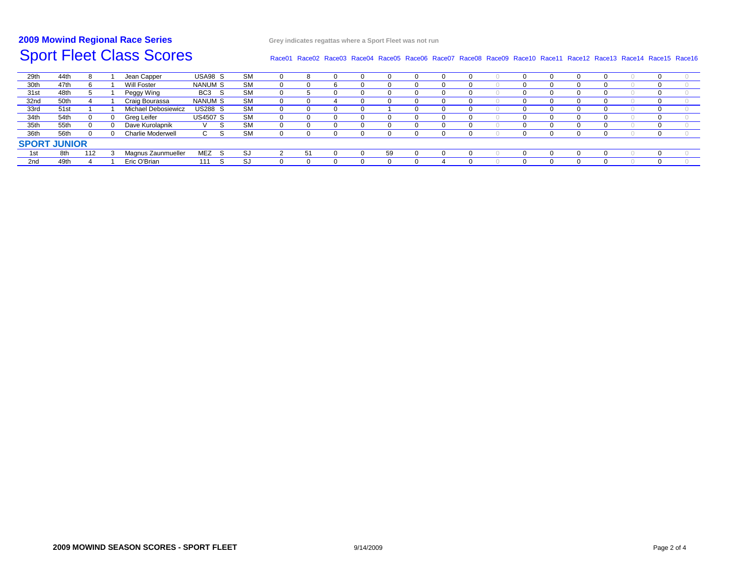## 2009 Mowind Regional Race Series

# Sport Fleet Class Scores

Grey indicates regattas where a Sport Fleet was not run

| | | | | | | | | Race01 | Race02 | Race03 | Race04 | Race05 | Race06 | Race07 | Race08 | Race09 | Race10 | Race11 | Race12 | Race13 | Race14 | Race15 | Race16 |
|---|---|---|---|---|---|---|---|---|---|---|---|---|---|---|---|---|---|---|---|---|---|---|---|
| 29th | 44th | 8 | 1 | Jean Capper | USA98 | S | SM | 0 | 8 | 0 | 0 | 0 | 0 | 0 | 0 | 0 | 0 | 0 | 0 | 0 | 0 | 0 | 0 |
| 30th | 47th | 6 | 1 | Will Foster | NANUM | S | SM | 0 | 0 | 6 | 0 | 0 | 0 | 0 | 0 | 0 | 0 | 0 | 0 | 0 | 0 | 0 | 0 |
| 31st | 48th | 5 | 1 | Peggy Wing | BC3 | S | SM | 0 | 5 | 0 | 0 | 0 | 0 | 0 | 0 | 0 | 0 | 0 | 0 | 0 | 0 | 0 | 0 |
| 32nd | 50th | 4 | 1 | Craig Bourassa | NANUM | S | SM | 0 | 0 | 4 | 0 | 0 | 0 | 0 | 0 | 0 | 0 | 0 | 0 | 0 | 0 | 0 | 0 |
| 33rd | 51st | 1 | 1 | Michael Debosiewicz | US288 | S | SM | 0 | 0 | 0 | 0 | 1 | 0 | 0 | 0 | 0 | 0 | 0 | 0 | 0 | 0 | 0 | 0 |
| 34th | 54th | 0 | 0 | Greg Leifer | US4507 | S | SM | 0 | 0 | 0 | 0 | 0 | 0 | 0 | 0 | 0 | 0 | 0 | 0 | 0 | 0 | 0 | 0 |
| 35th | 55th | 0 | 0 | Dave Kurolapnik | V | S | SM | 0 | 0 | 0 | 0 | 0 | 0 | 0 | 0 | 0 | 0 | 0 | 0 | 0 | 0 | 0 | 0 |
| 36th | 56th | 0 | 0 | Charlie Moderwell | C | S | SM | 0 | 0 | 0 | 0 | 0 | 0 | 0 | 0 | 0 | 0 | 0 | 0 | 0 | 0 | 0 | 0 |
| **SPORT JUNIOR** | | | | | | | | | | | | | | | | | | | | | | | |
| 1st | 8th | 112 | 3 | Magnus Zaunmueller | MEZ | S | SJ | 2 | 51 | 0 | 0 | 59 | 0 | 0 | 0 | 0 | 0 | 0 | 0 | 0 | 0 | 0 | 0 |
| 2nd | 49th | 4 | 1 | Eric O'Brian | 111 | S | SJ | 0 | 0 | 0 | 0 | 0 | 0 | 4 | 0 | 0 | 0 | 0 | 0 | 0 | 0 | 0 | 0 |

**2009 MOWIND SEASON SCORES - SPORT FLEET** 9/14/2009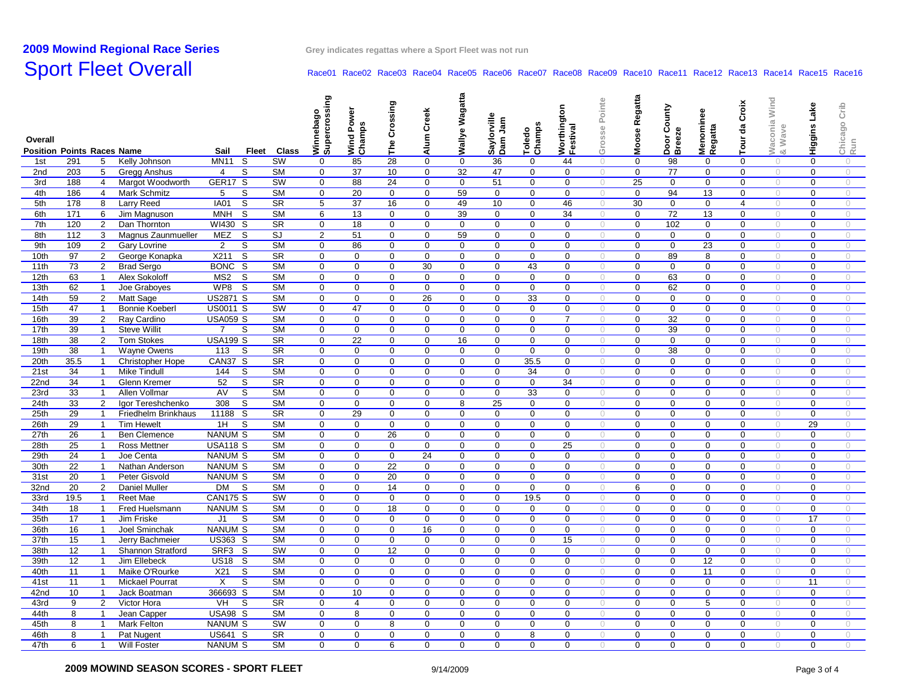## 2009 Mowind Regional Race Series

Grey indicates regattas where a Sport Fleet was not run

# Sport Fleet Overall

| Overall Position | Points | Races | Name | Sail | Fleet | Class | Race01 Winnebago Supercrossing | Race02 Wind Power Champs | Race03 The Crossing | Race04 Alum Creek | Race05 Wallye Wagatta | Race06 Saylorville Dam Jam | Race07 Toledo Champs | Race08 Worthington Festival | Race09 Grosse Pointe | Race10 Moose Regatta | Race11 Door County Breeze | Race12 Menominee Regatta | Race13 Tour da Croix | Race14 Waconia Wind & Wave | Race15 Higgins Lake | Race16 Chicago Crib Run |
|---|---|---|---|---|---|---|---|---|---|---|---|---|---|---|---|---|---|---|---|---|---|---|
| 1st | 291 | 5 | Kelly Johnson | MN11 | S | SW | 0 | 85 | 28 | 0 | 0 | 36 | 0 | 44 | 0 | 0 | 98 | 0 | 0 | 0 | 0 | 0 |
| 2nd | 203 | 5 | Gregg Anshus | 4 | S | SM | 0 | 37 | 10 | 0 | 32 | 47 | 0 | 0 | 0 | 0 | 77 | 0 | 0 | 0 | 0 | 0 |
| 3rd | 188 | 4 | Margot Woodworth | GER17 | S | SW | 0 | 88 | 24 | 0 | 0 | 51 | 0 | 0 | 0 | 25 | 0 | 0 | 0 | 0 | 0 | 0 |
| 4th | 186 | 4 | Mark Schmitz | 5 | S | SM | 0 | 20 | 0 | 0 | 59 | 0 | 0 | 0 | 0 | 0 | 94 | 13 | 0 | 0 | 0 | 0 |
| 5th | 178 | 8 | Larry Reed | IA01 | S | SR | 5 | 37 | 16 | 0 | 49 | 10 | 0 | 46 | 0 | 30 | 0 | 0 | 4 | 0 | 0 | 0 |
| 6th | 171 | 6 | Jim Magnuson | MNH | S | SM | 6 | 13 | 0 | 0 | 39 | 0 | 0 | 34 | 0 | 0 | 72 | 13 | 0 | 0 | 0 | 0 |
| 7th | 120 | 2 | Dan Thornton | WI430 | S | SR | 0 | 18 | 0 | 0 | 0 | 0 | 0 | 0 | 0 | 0 | 102 | 0 | 0 | 0 | 0 | 0 |
| 8th | 112 | 3 | Magnus Zaunmueller | MEZ | S | SJ | 2 | 51 | 0 | 0 | 59 | 0 | 0 | 0 | 0 | 0 | 0 | 0 | 0 | 0 | 0 | 0 |
| 9th | 109 | 2 | Gary Lovrine | 2 | S | SM | 0 | 86 | 0 | 0 | 0 | 0 | 0 | 0 | 0 | 0 | 0 | 23 | 0 | 0 | 0 | 0 |
| 10th | 97 | 2 | George Konapka | X211 | S | SR | 0 | 0 | 0 | 0 | 0 | 0 | 0 | 0 | 0 | 0 | 89 | 8 | 0 | 0 | 0 | 0 |
| 11th | 73 | 2 | Brad Sergo | BONC | S | SM | 0 | 0 | 0 | 30 | 0 | 0 | 43 | 0 | 0 | 0 | 0 | 0 | 0 | 0 | 0 | 0 |
| 12th | 63 | 1 | Alex Sokoloff | MS2 | S | SM | 0 | 0 | 0 | 0 | 0 | 0 | 0 | 0 | 0 | 0 | 63 | 0 | 0 | 0 | 0 | 0 |
| 13th | 62 | 1 | Joe Graboyes | WP8 | S | SM | 0 | 0 | 0 | 0 | 0 | 0 | 0 | 0 | 0 | 0 | 62 | 0 | 0 | 0 | 0 | 0 |
| 14th | 59 | 2 | Matt Sage | US2871 | S | SM | 0 | 0 | 0 | 26 | 0 | 0 | 33 | 0 | 0 | 0 | 0 | 0 | 0 | 0 | 0 | 0 |
| 15th | 47 | 1 | Bonnie Koeberl | US0011 | S | SW | 0 | 47 | 0 | 0 | 0 | 0 | 0 | 0 | 0 | 0 | 0 | 0 | 0 | 0 | 0 | 0 |
| 16th | 39 | 2 | Ray Cardino | USA059 | S | SM | 0 | 0 | 0 | 0 | 0 | 0 | 0 | 7 | 0 | 0 | 32 | 0 | 0 | 0 | 0 | 0 |
| 17th | 39 | 1 | Steve Willit | 7 | S | SM | 0 | 0 | 0 | 0 | 0 | 0 | 0 | 0 | 0 | 0 | 39 | 0 | 0 | 0 | 0 | 0 |
| 18th | 38 | 2 | Tom Stokes | USA199 | S | SM | 0 | 22 | 0 | 0 | 16 | 0 | 0 | 0 | 0 | 0 | 0 | 0 | 0 | 0 | 0 | 0 |
| 19th | 38 | 1 | Wayne Owens | 113 | S | SR | 0 | 0 | 0 | 0 | 0 | 0 | 0 | 0 | 0 | 0 | 38 | 0 | 0 | 0 | 0 | 0 |
| 20th | 35.5 | 1 | Christopher Hope | CAN37 | S | SR | 0 | 0 | 0 | 0 | 0 | 0 | 35.5 | 0 | 0 | 0 | 0 | 0 | 0 | 0 | 0 | 0 |
| 21st | 34 | 1 | Mike Tindull | 144 | S | SM | 0 | 0 | 0 | 0 | 0 | 0 | 34 | 0 | 0 | 0 | 0 | 0 | 0 | 0 | 0 | 0 |
| 22nd | 34 | 1 | Glenn Kremer | 52 | S | SR | 0 | 0 | 0 | 0 | 0 | 0 | 0 | 34 | 0 | 0 | 0 | 0 | 0 | 0 | 0 | 0 |
| 23rd | 33 | 1 | Allen Vollmar | AV | S | SM | 0 | 0 | 0 | 0 | 0 | 0 | 33 | 0 | 0 | 0 | 0 | 0 | 0 | 0 | 0 | 0 |
| 24th | 33 | 2 | Igor Tereshchenko | 308 | S | SM | 0 | 0 | 0 | 0 | 8 | 25 | 0 | 0 | 0 | 0 | 0 | 0 | 0 | 0 | 0 | 0 |
| 25th | 29 | 1 | Friedhelm Brinkhaus | 11188 | S | SR | 0 | 29 | 0 | 0 | 0 | 0 | 0 | 0 | 0 | 0 | 0 | 0 | 0 | 0 | 0 | 0 |
| 26th | 29 | 1 | Tim Hewelt | 1H | S | SM | 0 | 0 | 0 | 0 | 0 | 0 | 0 | 0 | 0 | 0 | 0 | 0 | 0 | 0 | 29 | 0 |
| 27th | 26 | 1 | Ben Clemence | NANUM | S | SM | 0 | 0 | 26 | 0 | 0 | 0 | 0 | 0 | 0 | 0 | 0 | 0 | 0 | 0 | 0 | 0 |
| 28th | 25 | 1 | Ross Mettner | USA118 | S | SM | 0 | 0 | 0 | 0 | 0 | 0 | 0 | 25 | 0 | 0 | 0 | 0 | 0 | 0 | 0 | 0 |
| 29th | 24 | 1 | Joe Centa | NANUM | S | SM | 0 | 0 | 0 | 24 | 0 | 0 | 0 | 0 | 0 | 0 | 0 | 0 | 0 | 0 | 0 | 0 |
| 30th | 22 | 1 | Nathan Anderson | NANUM | S | SM | 0 | 0 | 22 | 0 | 0 | 0 | 0 | 0 | 0 | 0 | 0 | 0 | 0 | 0 | 0 | 0 |
| 31st | 20 | 1 | Peter Gisvold | NANUM | S | SM | 0 | 0 | 20 | 0 | 0 | 0 | 0 | 0 | 0 | 0 | 0 | 0 | 0 | 0 | 0 | 0 |
| 32nd | 20 | 2 | Daniel Muller | DM | S | SM | 0 | 0 | 14 | 0 | 0 | 0 | 0 | 0 | 0 | 6 | 0 | 0 | 0 | 0 | 0 | 0 |
| 33rd | 19.5 | 1 | Reet Mae | CAN175 | S | SW | 0 | 0 | 0 | 0 | 0 | 0 | 19.5 | 0 | 0 | 0 | 0 | 0 | 0 | 0 | 0 | 0 |
| 34th | 18 | 1 | Fred Huelsmann | NANUM | S | SM | 0 | 0 | 18 | 0 | 0 | 0 | 0 | 0 | 0 | 0 | 0 | 0 | 0 | 0 | 0 | 0 |
| 35th | 17 | 1 | Jim Friske | J1 | S | SM | 0 | 0 | 0 | 0 | 0 | 0 | 0 | 0 | 0 | 0 | 0 | 0 | 0 | 0 | 17 | 0 |
| 36th | 16 | 1 | Joel Sminchak | NANUM | S | SM | 0 | 0 | 0 | 16 | 0 | 0 | 0 | 0 | 0 | 0 | 0 | 0 | 0 | 0 | 0 | 0 |
| 37th | 15 | 1 | Jerry Bachmeier | US363 | S | SM | 0 | 0 | 0 | 0 | 0 | 0 | 0 | 15 | 0 | 0 | 0 | 0 | 0 | 0 | 0 | 0 |
| 38th | 12 | 1 | Shannon Stratford | SRF3 | S | SW | 0 | 0 | 12 | 0 | 0 | 0 | 0 | 0 | 0 | 0 | 0 | 0 | 0 | 0 | 0 | 0 |
| 39th | 12 | 1 | Jim Ellebeck | US18 | S | SM | 0 | 0 | 0 | 0 | 0 | 0 | 0 | 0 | 0 | 0 | 0 | 12 | 0 | 0 | 0 | 0 |
| 40th | 11 | 1 | Maike O'Rourke | X21 | S | SM | 0 | 0 | 0 | 0 | 0 | 0 | 0 | 0 | 0 | 0 | 0 | 11 | 0 | 0 | 0 | 0 |
| 41st | 11 | 1 | Mickael Pourrat | X | S | SM | 0 | 0 | 0 | 0 | 0 | 0 | 0 | 0 | 0 | 0 | 0 | 0 | 0 | 0 | 11 | 0 |
| 42nd | 10 | 1 | Jack Boatman | 366693 | S | SM | 0 | 10 | 0 | 0 | 0 | 0 | 0 | 0 | 0 | 0 | 0 | 0 | 0 | 0 | 0 | 0 |
| 43rd | 9 | 2 | Victor Hora | VH | S | SR | 0 | 4 | 0 | 0 | 0 | 0 | 0 | 0 | 0 | 0 | 0 | 5 | 0 | 0 | 0 | 0 |
| 44th | 8 | 1 | Jean Capper | USA98 | S | SM | 0 | 8 | 0 | 0 | 0 | 0 | 0 | 0 | 0 | 0 | 0 | 0 | 0 | 0 | 0 | 0 |
| 45th | 8 | 1 | Mark Felton | NANUM | S | SW | 0 | 0 | 8 | 0 | 0 | 0 | 0 | 0 | 0 | 0 | 0 | 0 | 0 | 0 | 0 | 0 |
| 46th | 8 | 1 | Pat Nugent | US641 | S | SR | 0 | 0 | 0 | 0 | 0 | 0 | 8 | 0 | 0 | 0 | 0 | 0 | 0 | 0 | 0 | 0 |
| 47th | 6 | 1 | Will Foster | NANUM | S | SM | 0 | 0 | 6 | 0 | 0 | 0 | 0 | 0 | 0 | 0 | 0 | 0 | 0 | 0 | 0 | 0 |

2009 MOWIND SEASON SCORES - SPORT FLEET — 9/14/2009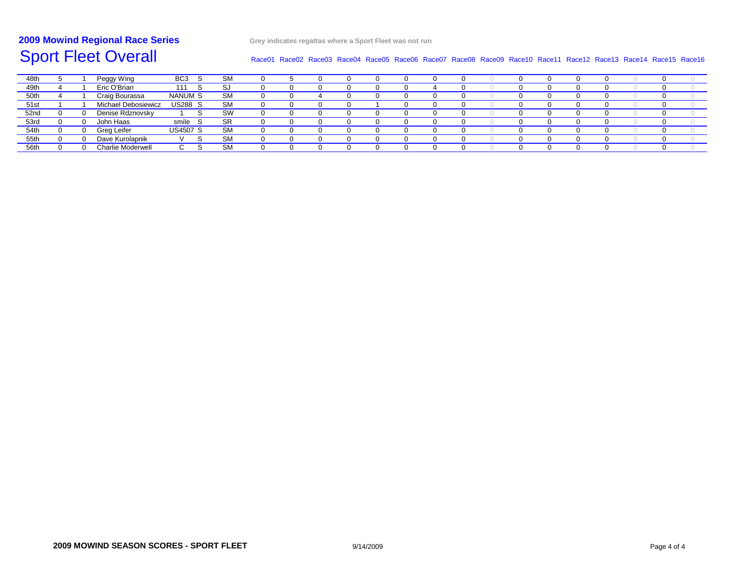**2009 Mowind Regional Race Series**

Grey indicates regattas where a Sport Fleet was not run

# Sport Fleet Overall

| | | | | | | | Race01 | Race02 | Race03 | Race04 | Race05 | Race06 | Race07 | Race08 | Race09 | Race10 | Race11 | Race12 | Race13 | Race14 | Race15 | Race16 |
|---|---|---|---|---|---|---|---|---|---|---|---|---|---|---|---|---|---|---|---|---|---|---|
| 48th | 5 | 1 | Peggy Wing | BC3 | S | SM | 0 | 5 | 0 | 0 | 0 | 0 | 0 | 0 | 0 | 0 | 0 | 0 | 0 | 0 | 0 | 0 |
| 49th | 4 | 1 | Eric O'Brian | 111 | S | SJ | 0 | 0 | 0 | 0 | 0 | 0 | 4 | 0 | 0 | 0 | 0 | 0 | 0 | 0 | 0 | 0 |
| 50th | 4 | 1 | Craig Bourassa | NANUM | S | SM | 0 | 0 | 4 | 0 | 0 | 0 | 0 | 0 | 0 | 0 | 0 | 0 | 0 | 0 | 0 | 0 |
| 51st | 1 | 1 | Michael Debosiewicz | US288 | S | SM | 0 | 0 | 0 | 0 | 1 | 0 | 0 | 0 | 0 | 0 | 0 | 0 | 0 | 0 | 0 | 0 |
| 52nd | 0 | 0 | Denise Rdznovsky | 1 | S | SW | 0 | 0 | 0 | 0 | 0 | 0 | 0 | 0 | 0 | 0 | 0 | 0 | 0 | 0 | 0 | 0 |
| 53rd | 0 | 0 | John Haas | smile | S | SR | 0 | 0 | 0 | 0 | 0 | 0 | 0 | 0 | 0 | 0 | 0 | 0 | 0 | 0 | 0 | 0 |
| 54th | 0 | 0 | Greg Leifer | US4507 | S | SM | 0 | 0 | 0 | 0 | 0 | 0 | 0 | 0 | 0 | 0 | 0 | 0 | 0 | 0 | 0 | 0 |
| 55th | 0 | 0 | Dave Kurolapnik | V | S | SM | 0 | 0 | 0 | 0 | 0 | 0 | 0 | 0 | 0 | 0 | 0 | 0 | 0 | 0 | 0 | 0 |
| 56th | 0 | 0 | Charlie Moderwell | C | S | SM | 0 | 0 | 0 | 0 | 0 | 0 | 0 | 0 | 0 | 0 | 0 | 0 | 0 | 0 | 0 | 0 |